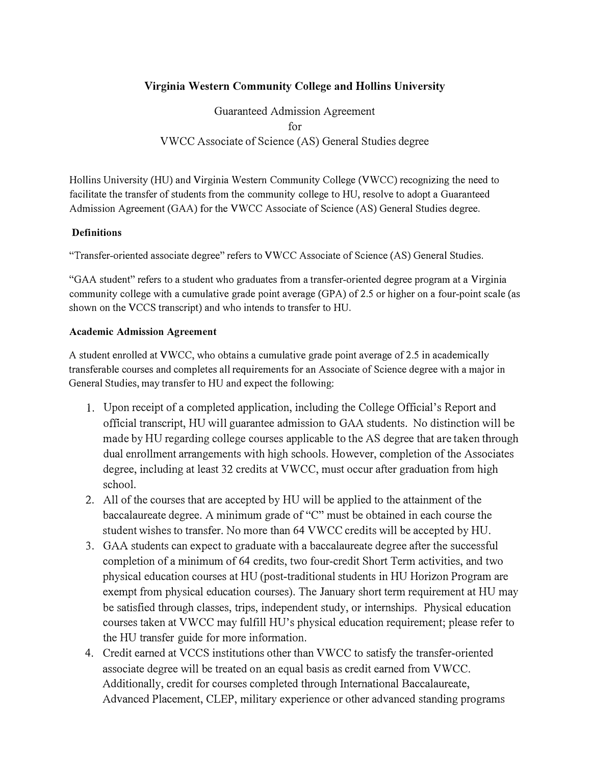# Virginia Western Community College and Hollins University

Guaranteed Admission Agreement
for
VWCC Associate of Science (AS) General Studies degree

Hollins University (HU) and Virginia Western Community College (VWCC) recognizing the need to facilitate the transfer of students from the community college to HU, resolve to adopt a Guaranteed Admission Agreement (GAA) for the VWCC Associate of Science (AS) General Studies degree.

### Definitions

"Transfer-oriented associate degree" refers to VWCC Associate of Science (AS) General Studies.

"GAA student" refers to a student who graduates from a transfer-oriented degree program at a Virginia community college with a cumulative grade point average (GPA) of 2.5 or higher on a four-point scale (as shown on the VCCS transcript) and who intends to transfer to HU.

### Academic Admission Agreement

A student enrolled at VWCC, who obtains a cumulative grade point average of 2.5 in academically transferable courses and completes all requirements for an Associate of Science degree with a major in General Studies, may transfer to HU and expect the following:

1. Upon receipt of a completed application, including the College Official's Report and official transcript, HU will guarantee admission to GAA students. No distinction will be made by HU regarding college courses applicable to the AS degree that are taken through dual enrollment arrangements with high schools. However, completion of the Associates degree, including at least 32 credits at VWCC, must occur after graduation from high school.
2. All of the courses that are accepted by HU will be applied to the attainment of the baccalaureate degree. A minimum grade of "C" must be obtained in each course the student wishes to transfer. No more than 64 VWCC credits will be accepted by HU.
3. GAA students can expect to graduate with a baccalaureate degree after the successful completion of a minimum of 64 credits, two four-credit Short Term activities, and two physical education courses at HU (post-traditional students in HU Horizon Program are exempt from physical education courses). The January short term requirement at HU may be satisfied through classes, trips, independent study, or internships. Physical education courses taken at VWCC may fulfill HU's physical education requirement; please refer to the HU transfer guide for more information.
4. Credit earned at VCCS institutions other than VWCC to satisfy the transfer-oriented associate degree will be treated on an equal basis as credit earned from VWCC. Additionally, credit for courses completed through International Baccalaureate, Advanced Placement, CLEP, military experience or other advanced standing programs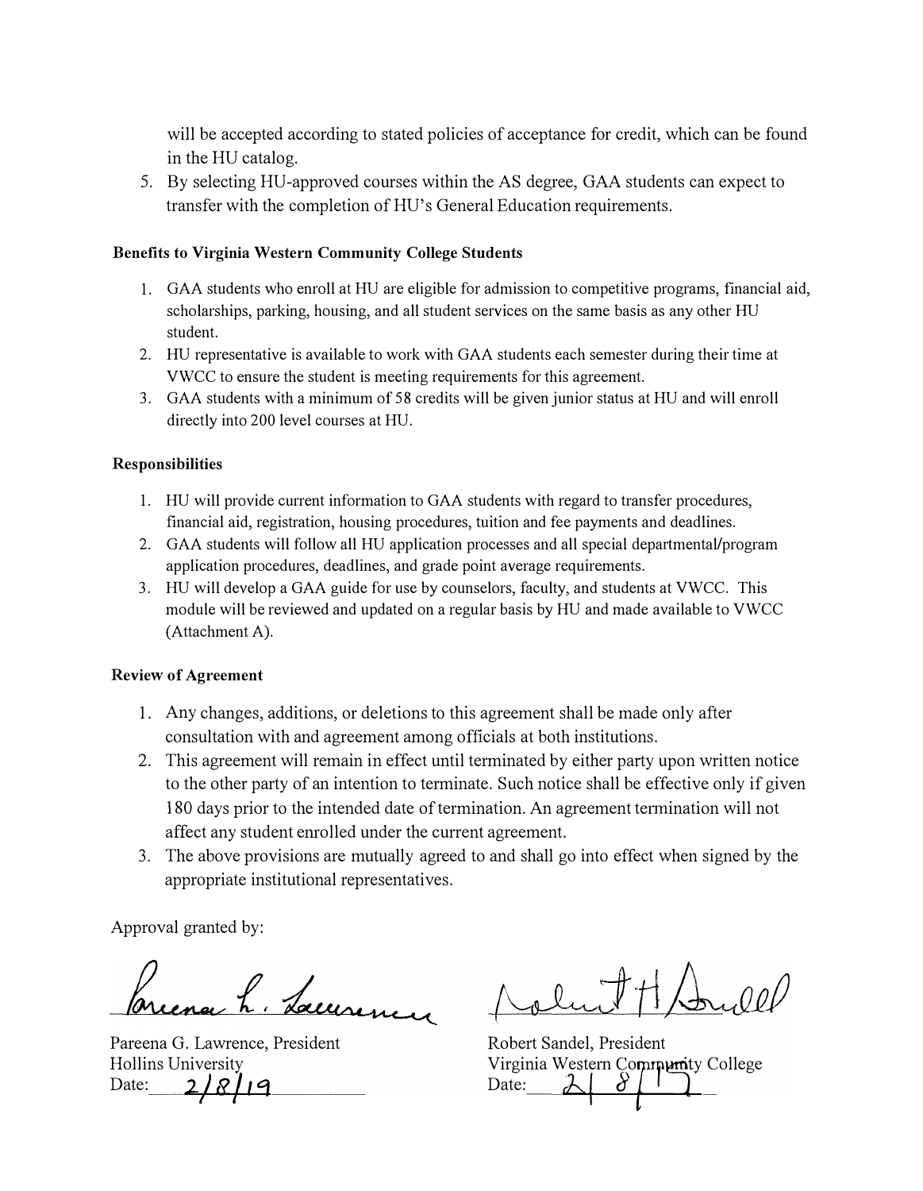will be accepted according to stated policies of acceptance for credit, which can be found in the HU catalog.

5. By selecting HU-approved courses within the AS degree, GAA students can expect to transfer with the completion of HU's General Education requirements.

**Benefits to Virginia Western Community College Students**

1. GAA students who enroll at HU are eligible for admission to competitive programs, financial aid, scholarships, parking, housing, and all student services on the same basis as any other HU student.
2. HU representative is available to work with GAA students each semester during their time at VWCC to ensure the student is meeting requirements for this agreement.
3. GAA students with a minimum of 58 credits will be given junior status at HU and will enroll directly into 200 level courses at HU.

**Responsibilities**

1. HU will provide current information to GAA students with regard to transfer procedures, financial aid, registration, housing procedures, tuition and fee payments and deadlines.
2. GAA students will follow all HU application processes and all special departmental/program application procedures, deadlines, and grade point average requirements.
3. HU will develop a GAA guide for use by counselors, faculty, and students at VWCC. This module will be reviewed and updated on a regular basis by HU and made available to VWCC (Attachment A).

**Review of Agreement**

1. Any changes, additions, or deletions to this agreement shall be made only after consultation with and agreement among officials at both institutions.
2. This agreement will remain in effect until terminated by either party upon written notice to the other party of an intention to terminate. Such notice shall be effective only if given 180 days prior to the intended date of termination. An agreement termination will not affect any student enrolled under the current agreement.
3. The above provisions are mutually agreed to and shall go into effect when signed by the appropriate institutional representatives.

Approval granted by:

Pareena G. Lawrence, President
Hollins University
Date: 2/8/19

Robert Sandel, President
Virginia Western Community College
Date: 2/8/19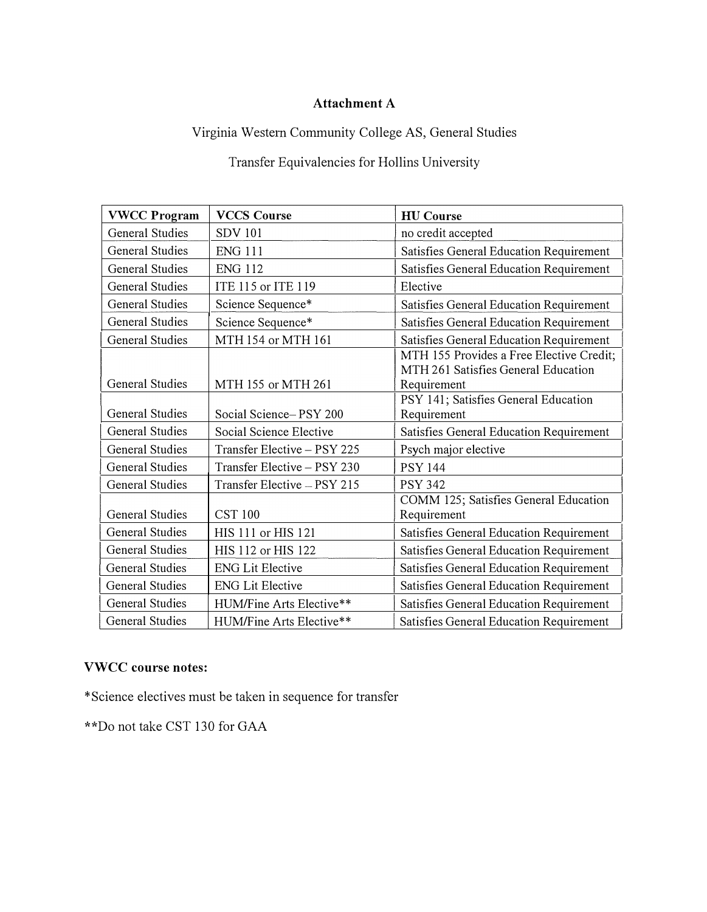**Attachment A**

Virginia Western Community College AS, General Studies

Transfer Equivalencies for Hollins University

| VWCC Program | VCCS Course | HU Course |
|---|---|---|
| General Studies | SDV 101 | no credit accepted |
| General Studies | ENG 111 | Satisfies General Education Requirement |
| General Studies | ENG 112 | Satisfies General Education Requirement |
| General Studies | ITE 115 or ITE 119 | Elective |
| General Studies | Science Sequence* | Satisfies General Education Requirement |
| General Studies | Science Sequence* | Satisfies General Education Requirement |
| General Studies | MTH 154 or MTH 161 | Satisfies General Education Requirement |
| General Studies | MTH 155 or MTH 261 | MTH 155 Provides a Free Elective Credit; MTH 261 Satisfies General Education Requirement |
| General Studies | Social Science– PSY 200 | PSY 141; Satisfies General Education Requirement |
| General Studies | Social Science Elective | Satisfies General Education Requirement |
| General Studies | Transfer Elective – PSY 225 | Psych major elective |
| General Studies | Transfer Elective – PSY 230 | PSY 144 |
| General Studies | Transfer Elective – PSY 215 | PSY 342 |
| General Studies | CST 100 | COMM 125; Satisfies General Education Requirement |
| General Studies | HIS 111 or HIS 121 | Satisfies General Education Requirement |
| General Studies | HIS 112 or HIS 122 | Satisfies General Education Requirement |
| General Studies | ENG Lit Elective | Satisfies General Education Requirement |
| General Studies | ENG Lit Elective | Satisfies General Education Requirement |
| General Studies | HUM/Fine Arts Elective** | Satisfies General Education Requirement |
| General Studies | HUM/Fine Arts Elective** | Satisfies General Education Requirement |

**VWCC course notes:**

*Science electives must be taken in sequence for transfer

**Do not take CST 130 for GAA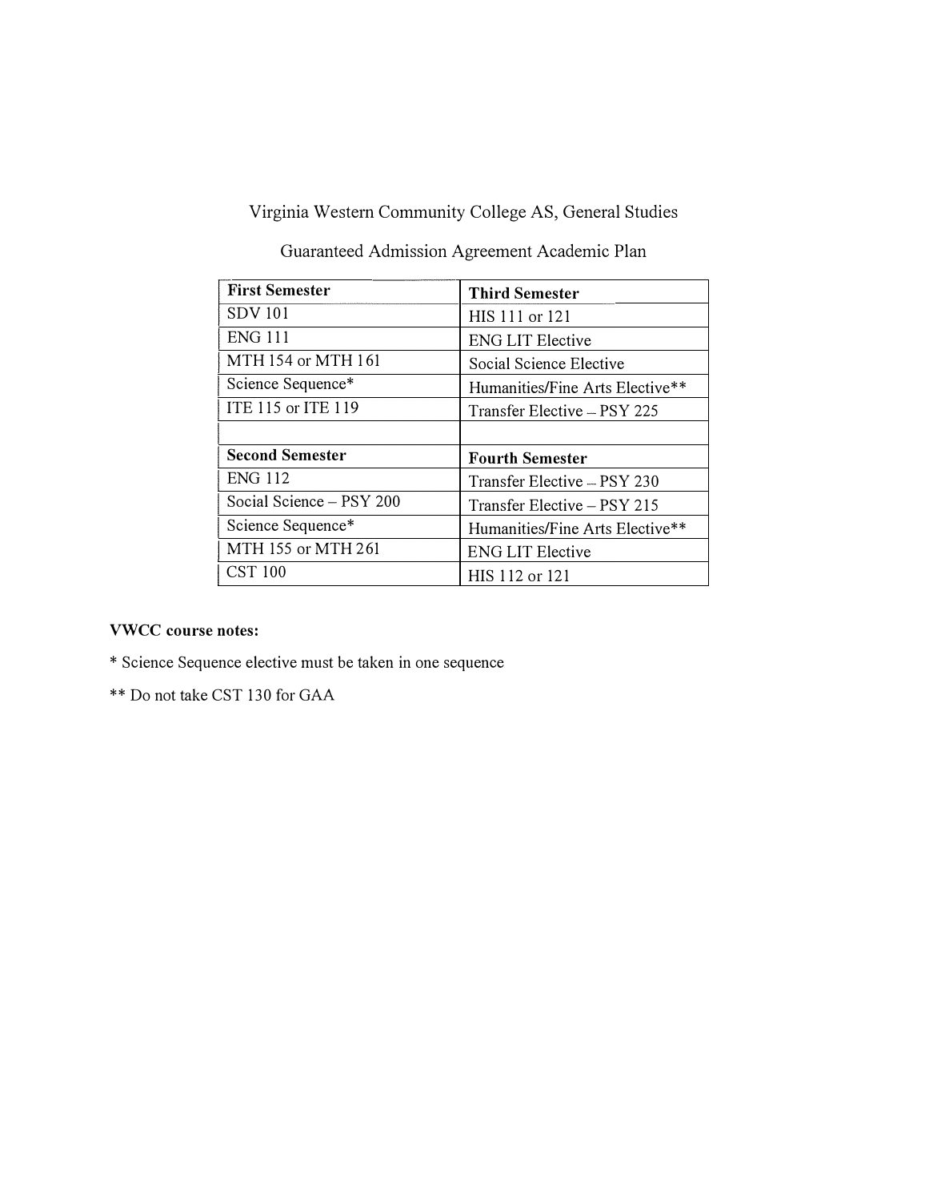Virginia Western Community College AS, General Studies

Guaranteed Admission Agreement Academic Plan

| First Semester | Third Semester |
|---|---|
| SDV 101 | HIS 111 or 121 |
| ENG 111 | ENG LIT Elective |
| MTH 154 or MTH 161 | Social Science Elective |
| Science Sequence* | Humanities/Fine Arts Elective** |
| ITE 115 or ITE 119 | Transfer Elective – PSY 225 |
| | |
| **Second Semester** | **Fourth Semester** |
| ENG 112 | Transfer Elective – PSY 230 |
| Social Science – PSY 200 | Transfer Elective – PSY 215 |
| Science Sequence* | Humanities/Fine Arts Elective** |
| MTH 155 or MTH 261 | ENG LIT Elective |
| CST 100 | HIS 112 or 121 |

**VWCC course notes:**

* Science Sequence elective must be taken in one sequence

** Do not take CST 130 for GAA